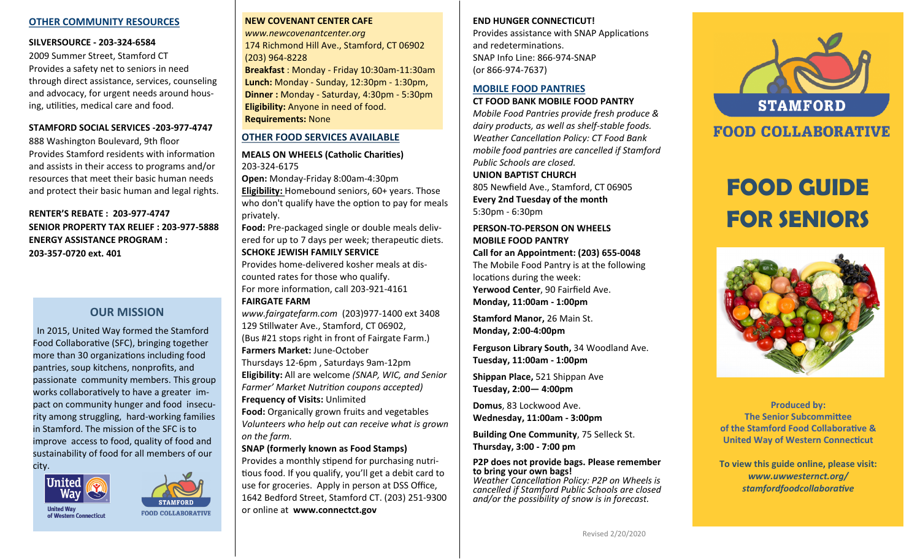## OTHER COMMUNITY RESOURCES

**SILVERSOURCE - 203-324-6584**
2009 Summer Street, Stamford CT
Provides a safety net to seniors in need through direct assistance, services, counseling and advocacy, for urgent needs around housing, utilities, medical care and food.

**STAMFORD SOCIAL SERVICES -203-977-4747**
888 Washington Boulevard, 9th floor
Provides Stamford residents with information and assists in their access to programs and/or resources that meet their basic human needs and protect their basic human and legal rights.

**RENTER'S REBATE : 203-977-4747**
**SENIOR PROPERTY TAX RELIEF : 203-977-5888**
**ENERGY ASSISTANCE PROGRAM : 203-357-0720 ext. 401**

## OUR MISSION

In 2015, United Way formed the Stamford Food Collaborative (SFC), bringing together more than 30 organizations including food pantries, soup kitchens, nonprofits, and passionate community members. This group works collaboratively to have a greater impact on community hunger and food insecurity among struggling, hard-working families in Stamford. The mission of the SFC is to improve access to food, quality of food and sustainability of food for all members of our city.

United Way of Western Connecticut
STAMFORD FOOD COLLABORATIVE

**NEW COVENANT CENTER CAFE**
*www.newcovenantcenter.org*
174 Richmond Hill Ave., Stamford, CT 06902
(203) 964-8228
**Breakfast** : Monday - Friday 10:30am-11:30am
**Lunch:** Monday - Sunday, 12:30pm - 1:30pm,
**Dinner :** Monday - Saturday, 4:30pm - 5:30pm
**Eligibility:** Anyone in need of food.
**Requirements:** None

## OTHER FOOD SERVICES AVAILABLE

**MEALS ON WHEELS (Catholic Charities)**
203-324-6175
**Open:** Monday-Friday 8:00am-4:30pm
**Eligibility:** Homebound seniors, 60+ years. Those who don't qualify have the option to pay for meals privately.
**Food:** Pre-packaged single or double meals delivered for up to 7 days per week; therapeutic diets.

**SCHOKE JEWISH FAMILY SERVICE**
Provides home-delivered kosher meals at discounted rates for those who qualify.
For more information, call 203-921-4161

**FAIRGATE FARM**
*www.fairgatefarm.com* (203)977-1400 ext 3408
129 Stillwater Ave., Stamford, CT 06902,
(Bus #21 stops right in front of Fairgate Farm.)
**Farmers Market:** June-October
Thursdays 12-6pm , Saturdays 9am-12pm
**Eligibility:** All are welcome *(SNAP, WIC, and Senior Farmer' Market Nutrition coupons accepted)*
**Frequency of Visits:** Unlimited
**Food:** Organically grown fruits and vegetables
*Volunteers who help out can receive what is grown on the farm.*

**SNAP (formerly known as Food Stamps)**
Provides a monthly stipend for purchasing nutritious food. If you qualify, you'll get a debit card to use for groceries. Apply in person at DSS Office, 1642 Bedford Street, Stamford CT. (203) 251-9300 or online at **www.connectct.gov**

**END HUNGER CONNECTICUT!**
Provides assistance with SNAP Applications and redeterminations.
SNAP Info Line: 866-974-SNAP
(or 866-974-7637)

## MOBILE FOOD PANTRIES

**CT FOOD BANK MOBILE FOOD PANTRY**
*Mobile Food Pantries provide fresh produce & dairy products, as well as shelf-stable foods. Weather Cancellation Policy: CT Food Bank mobile food pantries are cancelled if Stamford Public Schools are closed.*

**UNION BAPTIST CHURCH**
805 Newfield Ave., Stamford, CT 06905
**Every 2nd Tuesday of the month**
5:30pm - 6:30pm

**PERSON-TO-PERSON ON WHEELS MOBILE FOOD PANTRY**
**Call for an Appointment: (203) 655-0048**
The Mobile Food Pantry is at the following locations during the week:

**Yerwood Center**, 90 Fairfield Ave.
**Monday, 11:00am - 1:00pm**

**Stamford Manor,** 26 Main St.
**Monday, 2:00-4:00pm**

**Ferguson Library South,** 34 Woodland Ave.
**Tuesday, 11:00am - 1:00pm**

**Shippan Place,** 521 Shippan Ave
**Tuesday, 2:00— 4:00pm**

**Domus**, 83 Lockwood Ave.
**Wednesday, 11:00am - 3:00pm**

**Building One Community**, 75 Selleck St.
**Thursday, 3:00 - 7:00 pm**

**P2P does not provide bags. Please remember to bring your own bags!**
*Weather Cancellation Policy: P2P on Wheels is cancelled if Stamford Public Schools are closed and/or the possibility of snow is in forecast.*

Revised 2/20/2020

STAMFORD FOOD COLLABORATIVE

# FOOD GUIDE FOR SENIORS

**Produced by:**
**The Senior Subcommittee of the Stamford Food Collaborative & United Way of Western Connecticut**

**To view this guide online, please visit:**
***www.uwwesternct.org/stamfordfoodcollaborative***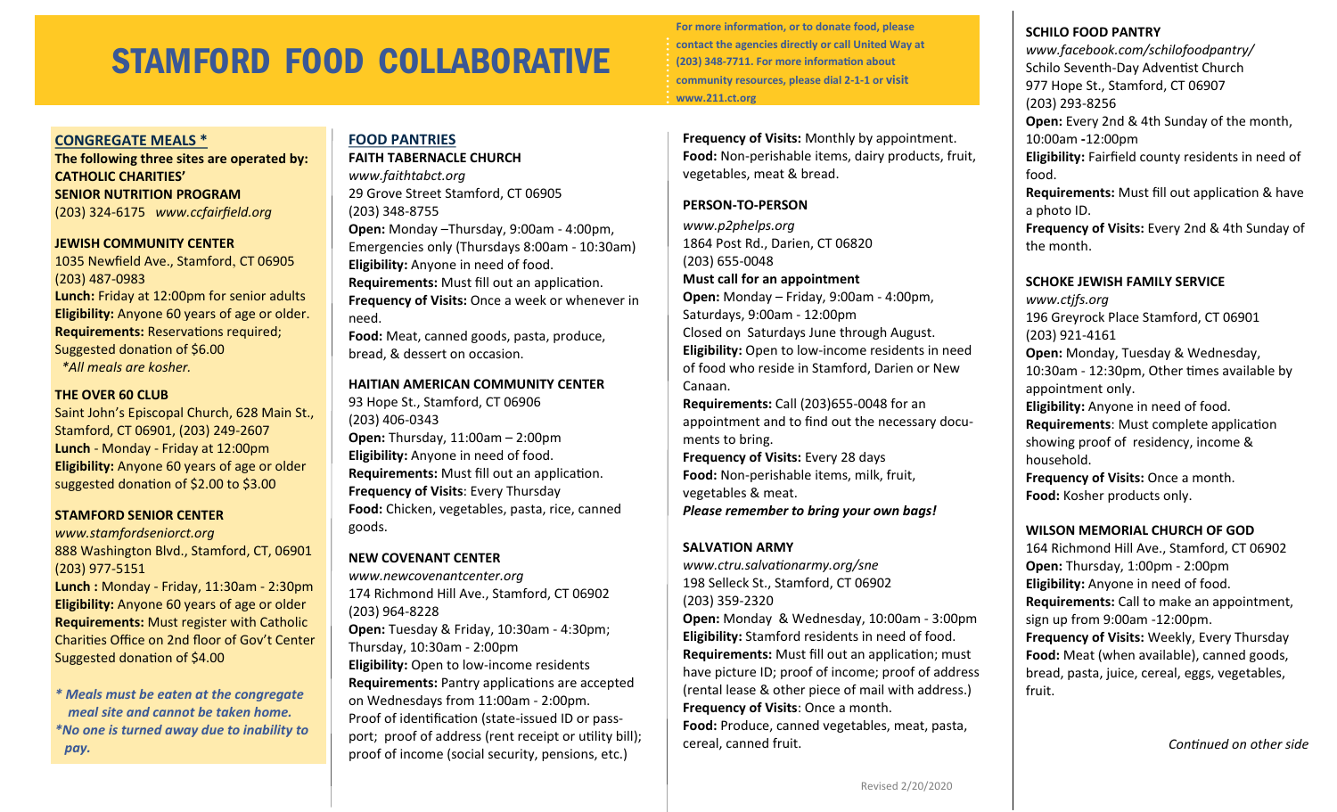# STAMFORD FOOD COLLABORATIVE

**For more information, or to donate food, please contact the agencies directly or call United Way at (203) 348-7711. For more information about community resources, please dial 2-1-1 or visit www.211.ct.org**

## CONGREGATE MEALS *

**The following three sites are operated by: CATHOLIC CHARITIES' SENIOR NUTRITION PROGRAM**
(203) 324-6175 *www.ccfairfield.org*

### JEWISH COMMUNITY CENTER

1035 Newfield Ave., Stamford, CT 06905
(203) 487-0983
**Lunch:** Friday at 12:00pm for senior adults
**Eligibility:** Anyone 60 years of age or older.
**Requirements:** Reservations required; Suggested donation of $6.00
*\*All meals are kosher.*

### THE OVER 60 CLUB

Saint John's Episcopal Church, 628 Main St., Stamford, CT 06901, (203) 249-2607
**Lunch** - Monday - Friday at 12:00pm
**Eligibility:** Anyone 60 years of age or older suggested donation of $2.00 to $3.00

### STAMFORD SENIOR CENTER

*www.stamfordseniorct.org*
888 Washington Blvd., Stamford, CT, 06901
(203) 977-5151
**Lunch :** Monday - Friday, 11:30am - 2:30pm
**Eligibility:** Anyone 60 years of age or older
**Requirements:** Must register with Catholic Charities Office on 2nd floor of Gov't Center
Suggested donation of $4.00

*\* Meals must be eaten at the congregate meal site and cannot be taken home.*
*\*No one is turned away due to inability to pay.*

## FOOD PANTRIES

### FAITH TABERNACLE CHURCH

*www.faithtabct.org*
29 Grove Street Stamford, CT 06905
(203) 348-8755
**Open:** Monday –Thursday, 9:00am - 4:00pm, Emergencies only (Thursdays 8:00am - 10:30am)
**Eligibility:** Anyone in need of food.
**Requirements:** Must fill out an application.
**Frequency of Visits:** Once a week or whenever in need.
**Food:** Meat, canned goods, pasta, produce, bread, & dessert on occasion.

### HAITIAN AMERICAN COMMUNITY CENTER

93 Hope St., Stamford, CT 06906
(203) 406-0343
**Open:** Thursday, 11:00am – 2:00pm
**Eligibility:** Anyone in need of food.
**Requirements:** Must fill out an application.
**Frequency of Visits**: Every Thursday
**Food:** Chicken, vegetables, pasta, rice, canned goods.

### NEW COVENANT CENTER

*www.newcovenantcenter.org*
174 Richmond Hill Ave., Stamford, CT 06902
(203) 964-8228
**Open:** Tuesday & Friday, 10:30am - 4:30pm; Thursday, 10:30am - 2:00pm
**Eligibility:** Open to low-income residents
**Requirements:** Pantry applications are accepted on Wednesdays from 11:00am - 2:00pm. Proof of identification (state-issued ID or passport; proof of address (rent receipt or utility bill); proof of income (social security, pensions, etc.)
**Frequency of Visits:** Monthly by appointment.
**Food:** Non-perishable items, dairy products, fruit, vegetables, meat & bread.

### PERSON-TO-PERSON

*www.p2phelps.org*
1864 Post Rd., Darien, CT 06820
(203) 655-0048
**Must call for an appointment**
**Open:** Monday – Friday, 9:00am - 4:00pm, Saturdays, 9:00am - 12:00pm
Closed on Saturdays June through August.
**Eligibility:** Open to low-income residents in need of food who reside in Stamford, Darien or New Canaan.
**Requirements:** Call (203)655-0048 for an appointment and to find out the necessary documents to bring.
**Frequency of Visits:** Every 28 days
**Food:** Non-perishable items, milk, fruit, vegetables & meat.
***Please remember to bring your own bags!***

### SALVATION ARMY

*www.ctru.salvationarmy.org/sne*
198 Selleck St., Stamford, CT 06902
(203) 359-2320
**Open:** Monday & Wednesday, 10:00am - 3:00pm
**Eligibility:** Stamford residents in need of food.
**Requirements:** Must fill out an application; must have picture ID; proof of income; proof of address (rental lease & other piece of mail with address.)
**Frequency of Visits**: Once a month.
**Food:** Produce, canned vegetables, meat, pasta, cereal, canned fruit.

### SCHILO FOOD PANTRY

*www.facebook.com/schilofoodpantry/*
Schilo Seventh-Day Adventist Church
977 Hope St., Stamford, CT 06907
(203) 293-8256
**Open:** Every 2nd & 4th Sunday of the month, 10:00am -12:00pm
**Eligibility:** Fairfield county residents in need of food.
**Requirements:** Must fill out application & have a photo ID.
**Frequency of Visits:** Every 2nd & 4th Sunday of the month.

### SCHOKE JEWISH FAMILY SERVICE

*www.ctjfs.org*
196 Greyrock Place Stamford, CT 06901
(203) 921-4161
**Open:** Monday, Tuesday & Wednesday, 10:30am - 12:30pm, Other times available by appointment only.
**Eligibility:** Anyone in need of food.
**Requirements**: Must complete application showing proof of residency, income & household.
**Frequency of Visits:** Once a month.
**Food:** Kosher products only.

### WILSON MEMORIAL CHURCH OF GOD

164 Richmond Hill Ave., Stamford, CT 06902
**Open:** Thursday, 1:00pm - 2:00pm
**Eligibility:** Anyone in need of food.
**Requirements:** Call to make an appointment, sign up from 9:00am -12:00pm.
**Frequency of Visits:** Weekly, Every Thursday
**Food:** Meat (when available), canned goods, bread, pasta, juice, cereal, eggs, vegetables, fruit.

*Continued on other side*

Revised 2/20/2020